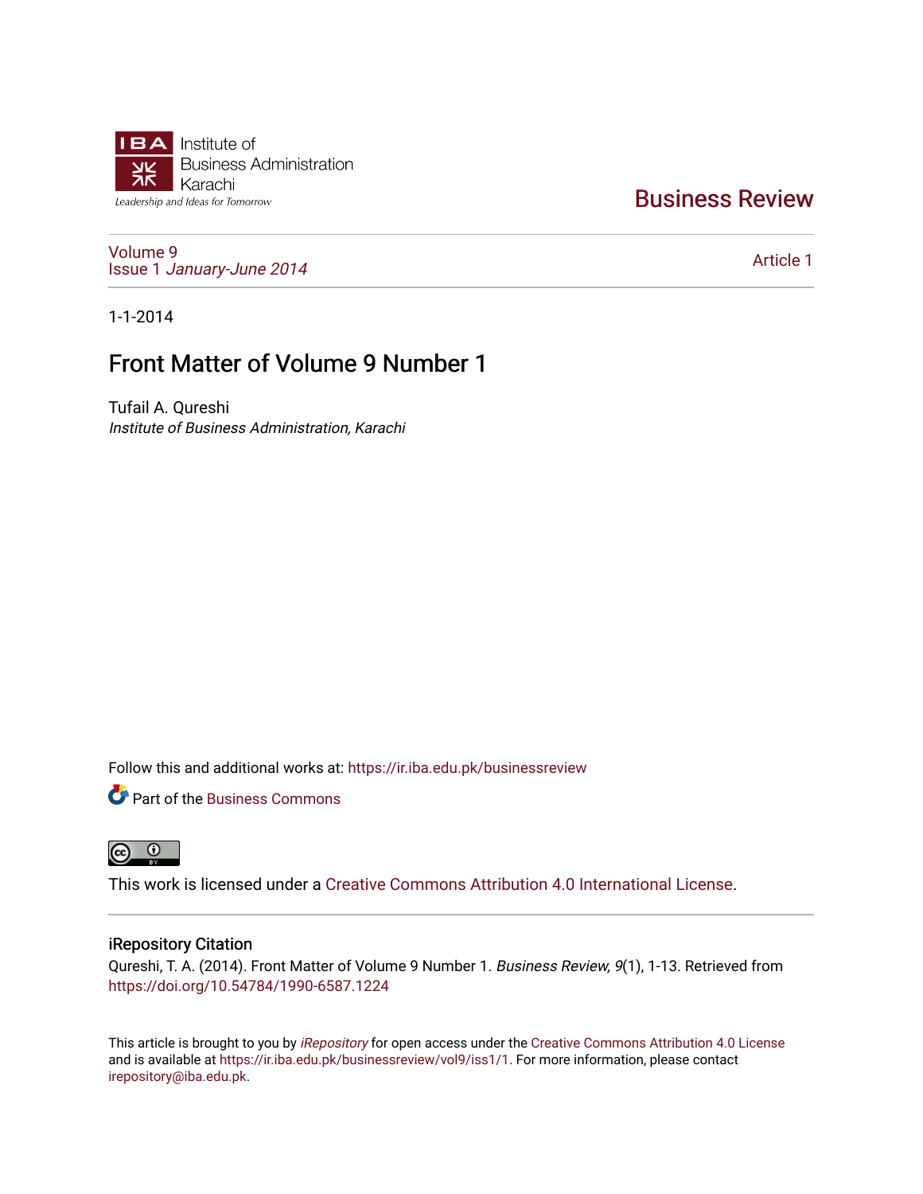Institute of Business Administration Karachi

*Leadership and Ideas for Tomorrow*

# Business Review

Volume 9
Issue 1 *January-June 2014*

Article 1

1-1-2014

## Front Matter of Volume 9 Number 1

Tufail A. Qureshi
*Institute of Business Administration, Karachi*

Follow this and additional works at: https://ir.iba.edu.pk/businessreview

Part of the Business Commons

This work is licensed under a Creative Commons Attribution 4.0 International License.

### iRepository Citation

Qureshi, T. A. (2014). Front Matter of Volume 9 Number 1. *Business Review, 9*(1), 1-13. Retrieved from https://doi.org/10.54784/1990-6587.1224

This article is brought to you by *iRepository* for open access under the Creative Commons Attribution 4.0 License and is available at https://ir.iba.edu.pk/businessreview/vol9/iss1/1. For more information, please contact irepository@iba.edu.pk.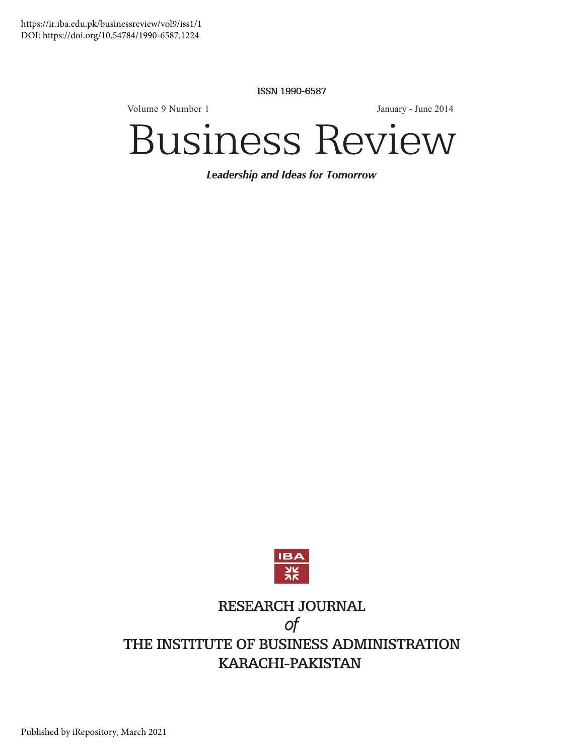https://ir.iba.edu.pk/businessreview/vol9/iss1/1
DOI: https://doi.org/10.54784/1990-6587.1224

ISSN 1990-6587

Volume 9 Number 1

January - June 2014

# Business Review

***Leadership and Ideas for Tomorrow***

RESEARCH JOURNAL
*of*
THE INSTITUTE OF BUSINESS ADMINISTRATION
KARACHI-PAKISTAN

Published by iRepository, March 2021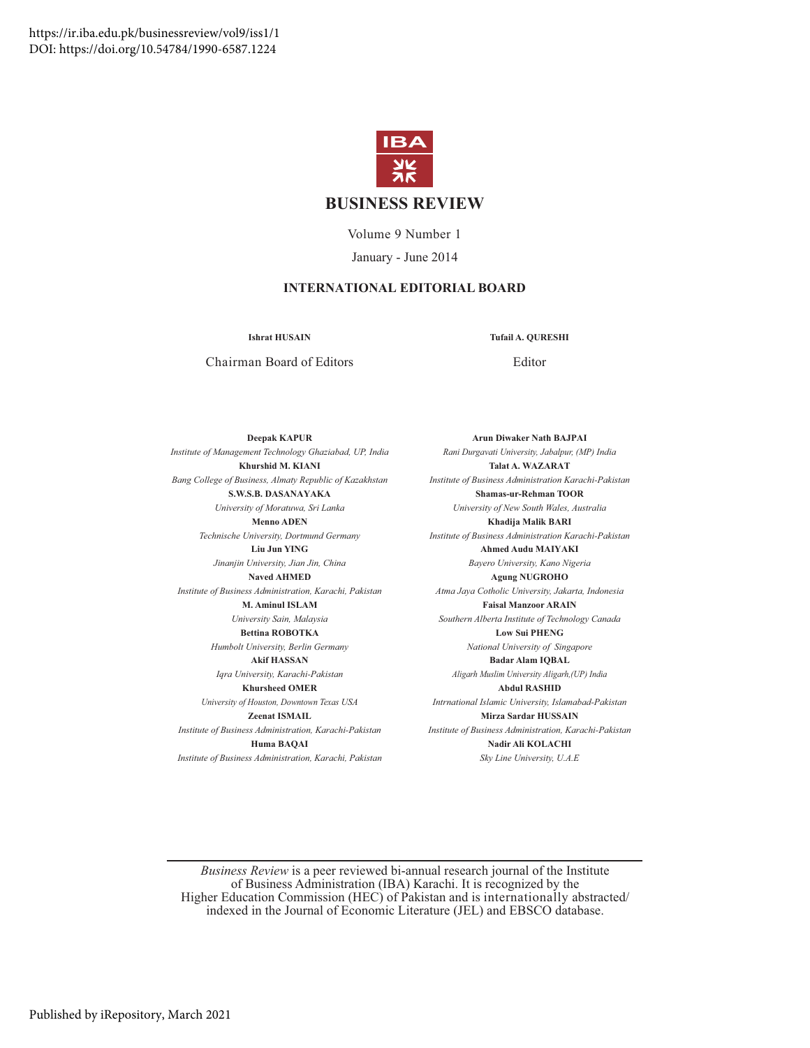https://ir.iba.edu.pk/businessreview/vol9/iss1/1
DOI: https://doi.org/10.54784/1990-6587.1224

IBA

# BUSINESS REVIEW

Volume 9 Number 1

January - June 2014

## INTERNATIONAL EDITORIAL BOARD

**Ishrat HUSAIN**
Chairman Board of Editors

**Tufail A. QURESHI**
Editor

**Deepak KAPUR**
*Institute of Management Technology Ghaziabad, UP, India*

**Khurshid M. KIANI**
*Bang College of Business, Almaty Republic of Kazakhstan*

**S.W.S.B. DASANAYAKA**
*University of Moratuwa, Sri Lanka*

**Menno ADEN**
*Technische University, Dortmund Germany*

**Liu Jun YING**
*Jinanjin University, Jian Jin, China*

**Naved AHMED**
*Institute of Business Administration, Karachi, Pakistan*

**M. Aminul ISLAM**
*University Sain, Malaysia*

**Bettina ROBOTKA**
*Humbolt University, Berlin Germany*

**Akif HASSAN**
*Iqra University, Karachi-Pakistan*

**Khursheed OMER**
*University of Houston, Downtown Texas USA*

**Zeenat ISMAIL**
*Institute of Business Administration, Karachi-Pakistan*

**Huma BAQAI**
*Institute of Business Administration, Karachi, Pakistan*

**Arun Diwaker Nath BAJPAI**
*Rani Durgavati University, Jabalpur, (MP) India*

**Talat A. WAZARAT**
*Institute of Business Administration Karachi-Pakistan*

**Shamas-ur-Rehman TOOR**
*University of New South Wales, Australia*

**Khadija Malik BARI**
*Institute of Business Administration Karachi-Pakistan*

**Ahmed Audu MAIYAKI**
*Bayero University, Kano Nigeria*

**Agung NUGROHO**
*Atma Jaya Cotholic University, Jakarta, Indonesia*

**Faisal Manzoor ARAIN**
*Southern Alberta Institute of Technology Canada*

**Low Sui PHENG**
*National University of Singapore*

**Badar Alam IQBAL**
*Aligarh Muslim University Aligarh,(UP) India*

**Abdul RASHID**
*Intrnational Islamic University, Islamabad-Pakistan*

**Mirza Sardar HUSSAIN**
*Institute of Business Administration, Karachi-Pakistan*

**Nadir Ali KOLACHI**
*Sky Line University, U.A.E*

---

*Business Review* is a peer reviewed bi-annual research journal of the Institute of Business Administration (IBA) Karachi. It is recognized by the Higher Education Commission (HEC) of Pakistan and is internationally abstracted/indexed in the Journal of Economic Literature (JEL) and EBSCO database.

Published by iRepository, March 2021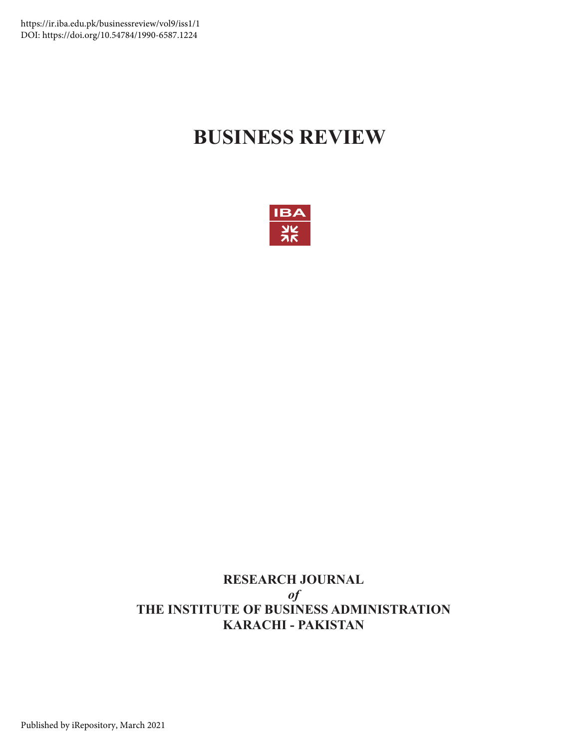https://ir.iba.edu.pk/businessreview/vol9/iss1/1
DOI: https://doi.org/10.54784/1990-6587.1224

# BUSINESS REVIEW

IBA

**RESEARCH JOURNAL**
***of***
**THE INSTITUTE OF BUSINESS ADMINISTRATION**
**KARACHI - PAKISTAN**

Published by iRepository, March 2021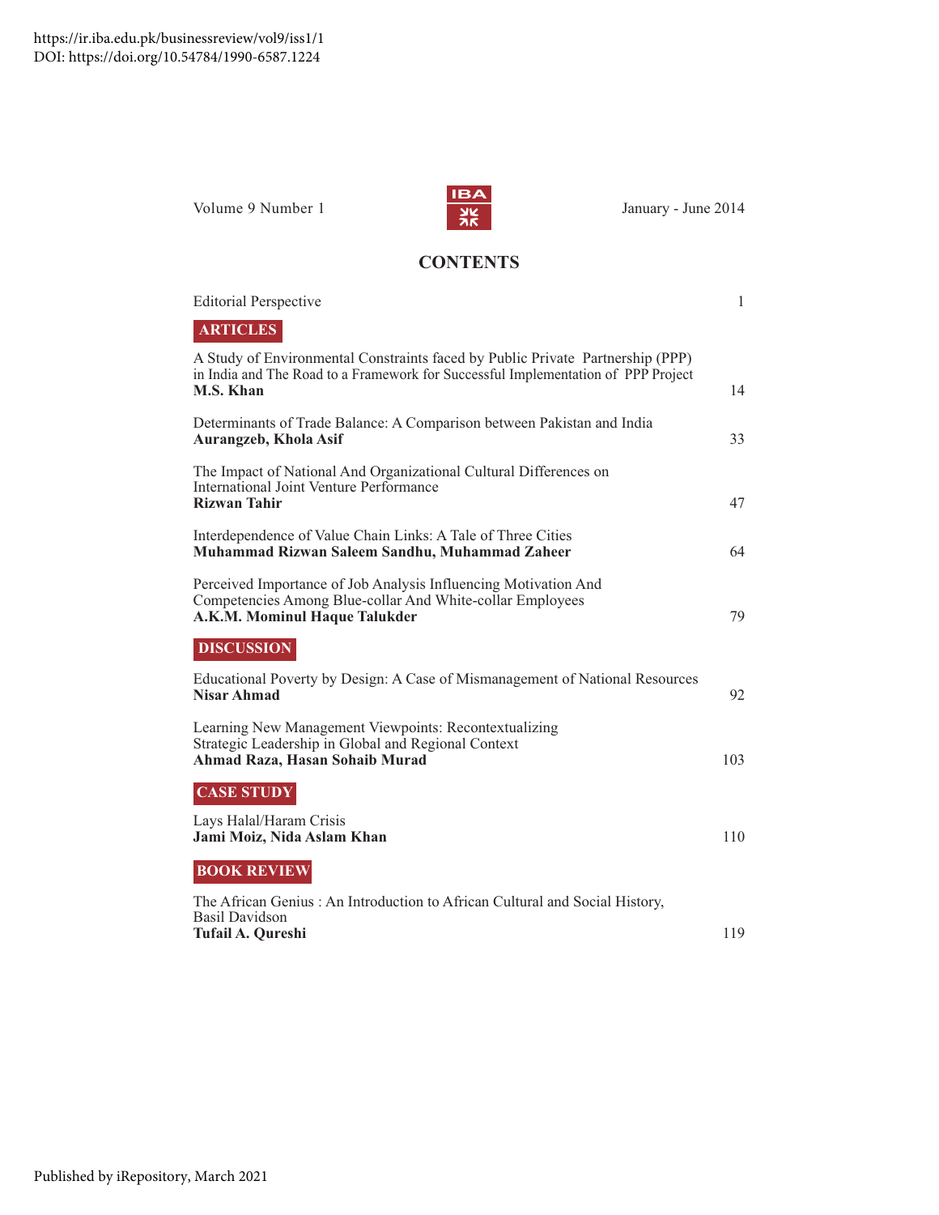https://ir.iba.edu.pk/businessreview/vol9/iss1/1
DOI: https://doi.org/10.54784/1990-6587.1224

Volume 9 Number 1 | January - June 2014

# CONTENTS

Editorial Perspective 1

## ARTICLES

A Study of Environmental Constraints faced by Public Private Partnership (PPP) in India and The Road to a Framework for Successful Implementation of PPP Project
**M.S. Khan** 14

Determinants of Trade Balance: A Comparison between Pakistan and India
**Aurangzeb, Khola Asif** 33

The Impact of National And Organizational Cultural Differences on International Joint Venture Performance
**Rizwan Tahir** 47

Interdependence of Value Chain Links: A Tale of Three Cities
**Muhammad Rizwan Saleem Sandhu, Muhammad Zaheer** 64

Perceived Importance of Job Analysis Influencing Motivation And Competencies Among Blue-collar And White-collar Employees
**A.K.M. Mominul Haque Talukder** 79

## DISCUSSION

Educational Poverty by Design: A Case of Mismanagement of National Resources
**Nisar Ahmad** 92

Learning New Management Viewpoints: Recontextualizing Strategic Leadership in Global and Regional Context
**Ahmad Raza, Hasan Sohaib Murad** 103

## CASE STUDY

Lays Halal/Haram Crisis
**Jami Moiz, Nida Aslam Khan** 110

## BOOK REVIEW

The African Genius : An Introduction to African Cultural and Social History, Basil Davidson
**Tufail A. Qureshi** 119

Published by iRepository, March 2021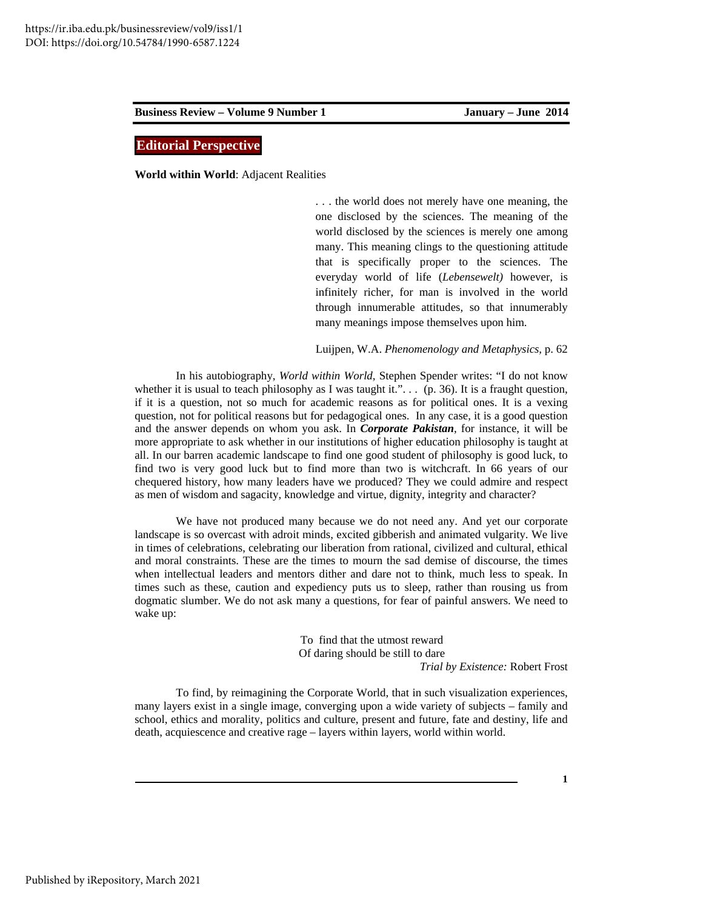## Editorial Perspective

**World within World**: Adjacent Realities

> . . . the world does not merely have one meaning, the one disclosed by the sciences. The meaning of the world disclosed by the sciences is merely one among many. This meaning clings to the questioning attitude that is specifically proper to the sciences. The everyday world of life (*Lebensewelt)* however, is infinitely richer, for man is involved in the world through innumerable attitudes, so that innumerably many meanings impose themselves upon him.
>
> Luijpen, W.A. *Phenomenology and Metaphysics,* p. 62

In his autobiography, *World within World,* Stephen Spender writes: "I do not know whether it is usual to teach philosophy as I was taught it.". . . (p. 36). It is a fraught question, if it is a question, not so much for academic reasons as for political ones. It is a vexing question, not for political reasons but for pedagogical ones. In any case, it is a good question and the answer depends on whom you ask. In ***Corporate Pakistan***, for instance, it will be more appropriate to ask whether in our institutions of higher education philosophy is taught at all. In our barren academic landscape to find one good student of philosophy is good luck, to find two is very good luck but to find more than two is witchcraft. In 66 years of our chequered history, how many leaders have we produced? They we could admire and respect as men of wisdom and sagacity, knowledge and virtue, dignity, integrity and character?

We have not produced many because we do not need any. And yet our corporate landscape is so overcast with adroit minds, excited gibberish and animated vulgarity. We live in times of celebrations, celebrating our liberation from rational, civilized and cultural, ethical and moral constraints. These are the times to mourn the sad demise of discourse, the times when intellectual leaders and mentors dither and dare not to think, much less to speak. In times such as these, caution and expediency puts us to sleep, rather than rousing us from dogmatic slumber. We do not ask many a questions, for fear of painful answers. We need to wake up:

> To find that the utmost reward
> Of daring should be still to dare
>
> *Trial by Existence:* Robert Frost

To find, by reimagining the Corporate World, that in such visualization experiences, many layers exist in a single image, converging upon a wide variety of subjects – family and school, ethics and morality, politics and culture, present and future, fate and destiny, life and death, acquiescence and creative rage – layers within layers, world within world.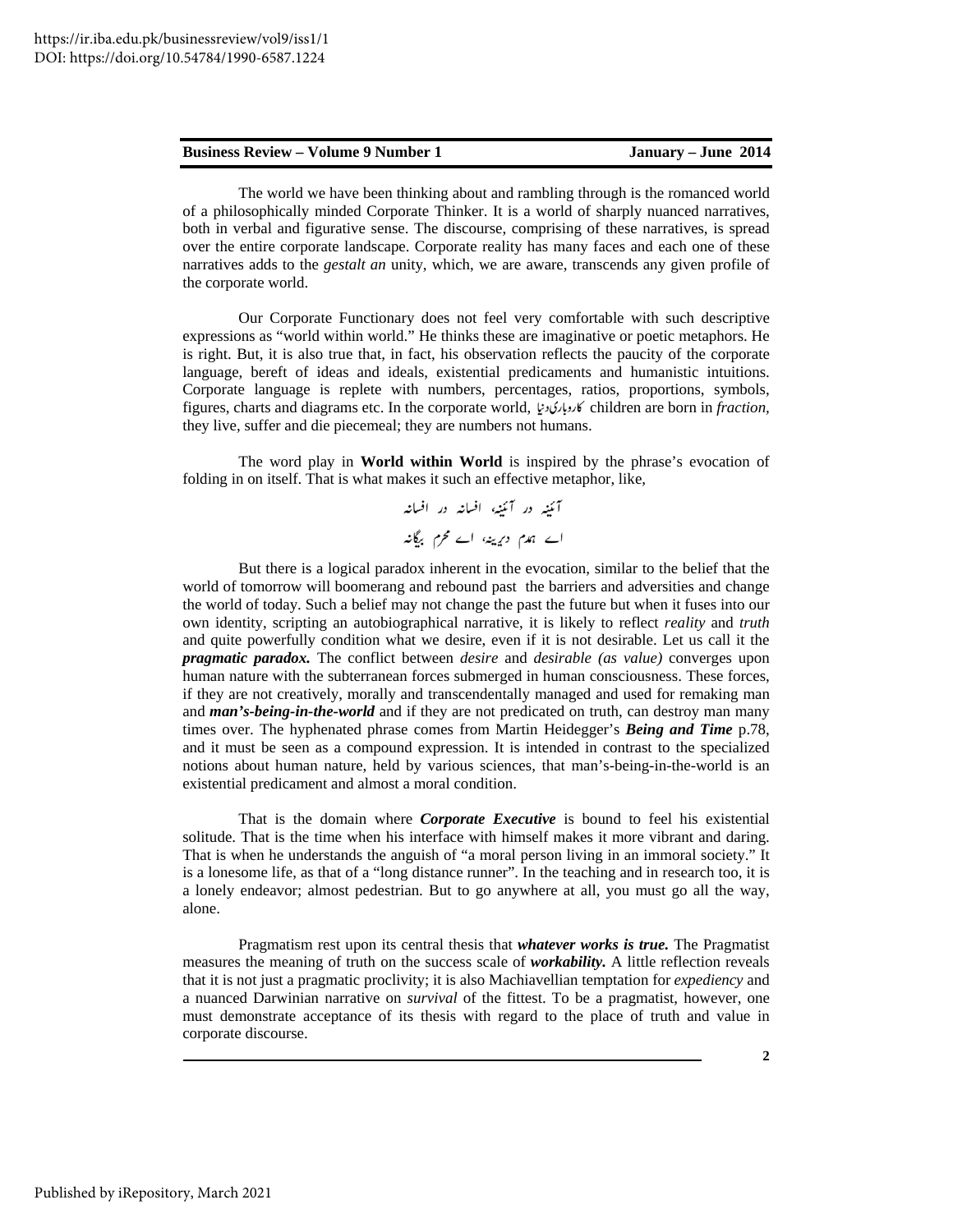The world we have been thinking about and rambling through is the romanced world of a philosophically minded Corporate Thinker. It is a world of sharply nuanced narratives, both in verbal and figurative sense. The discourse, comprising of these narratives, is spread over the entire corporate landscape. Corporate reality has many faces and each one of these narratives adds to the *gestalt an* unity, which, we are aware, transcends any given profile of the corporate world.

Our Corporate Functionary does not feel very comfortable with such descriptive expressions as "world within world." He thinks these are imaginative or poetic metaphors. He is right. But, it is also true that, in fact, his observation reflects the paucity of the corporate language, bereft of ideas and ideals, existential predicaments and humanistic intuitions. Corporate language is replete with numbers, percentages, ratios, proportions, symbols, figures, charts and diagrams etc. In the corporate world, کاروباری دنیا children are born in *fraction*, they live, suffer and die piecemeal; they are numbers not humans.

The word play in **World within World** is inspired by the phrase's evocation of folding in on itself. That is what makes it such an effective metaphor, like,

آئینہ در آئینہ، افسانہ در افسانہ
اے ہمدم دیرینہ، اے محرم بیگانہ

But there is a logical paradox inherent in the evocation, similar to the belief that the world of tomorrow will boomerang and rebound past the barriers and adversities and change the world of today. Such a belief may not change the past the future but when it fuses into our own identity, scripting an autobiographical narrative, it is likely to reflect *reality* and *truth* and quite powerfully condition what we desire, even if it is not desirable. Let us call it the ***pragmatic paradox.*** The conflict between *desire* and *desirable (as value)* converges upon human nature with the subterranean forces submerged in human consciousness. These forces, if they are not creatively, morally and transcendentally managed and used for remaking man and ***man's-being-in-the-world*** and if they are not predicated on truth, can destroy man many times over. The hyphenated phrase comes from Martin Heidegger's ***Being and Time*** p.78, and it must be seen as a compound expression. It is intended in contrast to the specialized notions about human nature, held by various sciences, that man's-being-in-the-world is an existential predicament and almost a moral condition.

That is the domain where ***Corporate Executive*** is bound to feel his existential solitude. That is the time when his interface with himself makes it more vibrant and daring. That is when he understands the anguish of "a moral person living in an immoral society." It is a lonesome life, as that of a "long distance runner". In the teaching and in research too, it is a lonely endeavor; almost pedestrian. But to go anywhere at all, you must go all the way, alone.

Pragmatism rest upon its central thesis that ***whatever works is true.*** The Pragmatist measures the meaning of truth on the success scale of ***workability.*** A little reflection reveals that it is not just a pragmatic proclivity; it is also Machiavellian temptation for *expediency* and a nuanced Darwinian narrative on *survival* of the fittest. To be a pragmatist, however, one must demonstrate acceptance of its thesis with regard to the place of truth and value in corporate discourse.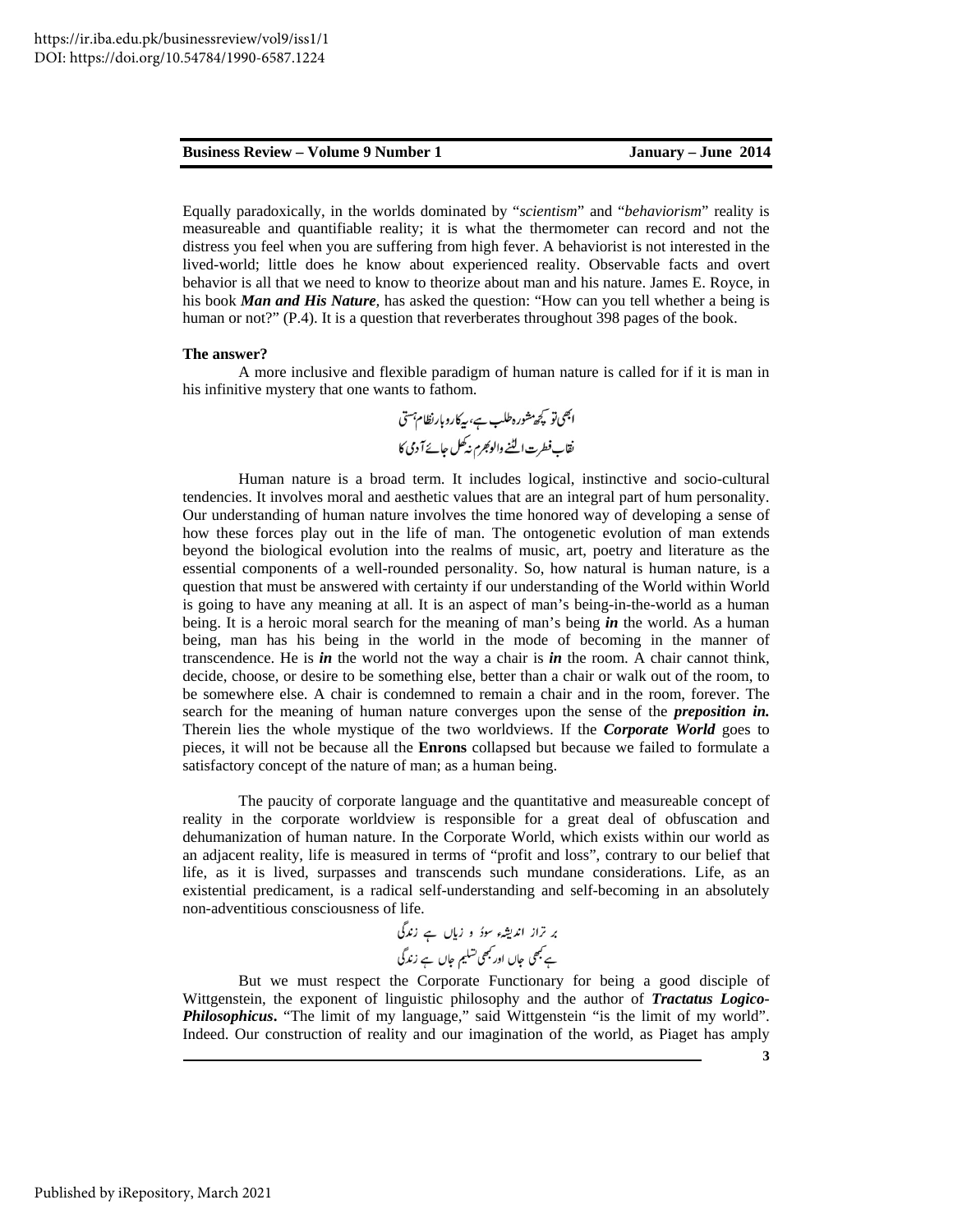Equally paradoxically, in the worlds dominated by "*scientism*" and "*behaviorism*" reality is measureable and quantifiable reality; it is what the thermometer can record and not the distress you feel when you are suffering from high fever. A behaviorist is not interested in the lived-world; little does he know about experienced reality. Observable facts and overt behavior is all that we need to know to theorize about man and his nature. James E. Royce, in his book ***Man and His Nature***, has asked the question: "How can you tell whether a being is human or not?" (P.4). It is a question that reverberates throughout 398 pages of the book.

**The answer?**

A more inclusive and flexible paradigm of human nature is called for if it is man in his infinitive mystery that one wants to fathom.

ابھی تو کچھ مشورہ طلب ہے، یہ کاروبارِ نظامِ ہستی
نقابِ فطرت الٹنے والو بھرم نہ کھل جائے آدمی کا

Human nature is a broad term. It includes logical, instinctive and socio-cultural tendencies. It involves moral and aesthetic values that are an integral part of hum personality. Our understanding of human nature involves the time honored way of developing a sense of how these forces play out in the life of man. The ontogenetic evolution of man extends beyond the biological evolution into the realms of music, art, poetry and literature as the essential components of a well-rounded personality. So, how natural is human nature, is a question that must be answered with certainty if our understanding of the World within World is going to have any meaning at all. It is an aspect of man's being-in-the-world as a human being. It is a heroic moral search for the meaning of man's being ***in*** the world. As a human being, man has his being in the world in the mode of becoming in the manner of transcendence. He is ***in*** the world not the way a chair is ***in*** the room. A chair cannot think, decide, choose, or desire to be something else, better than a chair or walk out of the room, to be somewhere else. A chair is condemned to remain a chair and in the room, forever. The search for the meaning of human nature converges upon the sense of the ***preposition in.*** Therein lies the whole mystique of the two worldviews. If the ***Corporate World*** goes to pieces, it will not be because all the **Enrons** collapsed but because we failed to formulate a satisfactory concept of the nature of man; as a human being.

The paucity of corporate language and the quantitative and measureable concept of reality in the corporate worldview is responsible for a great deal of obfuscation and dehumanization of human nature. In the Corporate World, which exists within our world as an adjacent reality, life is measured in terms of "profit and loss", contrary to our belief that life, as it is lived, surpasses and transcends such mundane considerations. Life, as an existential predicament, is a radical self-understanding and self-becoming in an absolutely non-adventitious consciousness of life.

بر تر از اندیشۂ سود و زیاں ہے زندگی
ہے کبھی جاں اور کبھی تسلیمِ جاں ہے زندگی

But we must respect the Corporate Functionary for being a good disciple of Wittgenstein, the exponent of linguistic philosophy and the author of ***Tractatus Logico-Philosophicus***. "The limit of my language," said Wittgenstein "is the limit of my world". Indeed. Our construction of reality and our imagination of the world, as Piaget has amply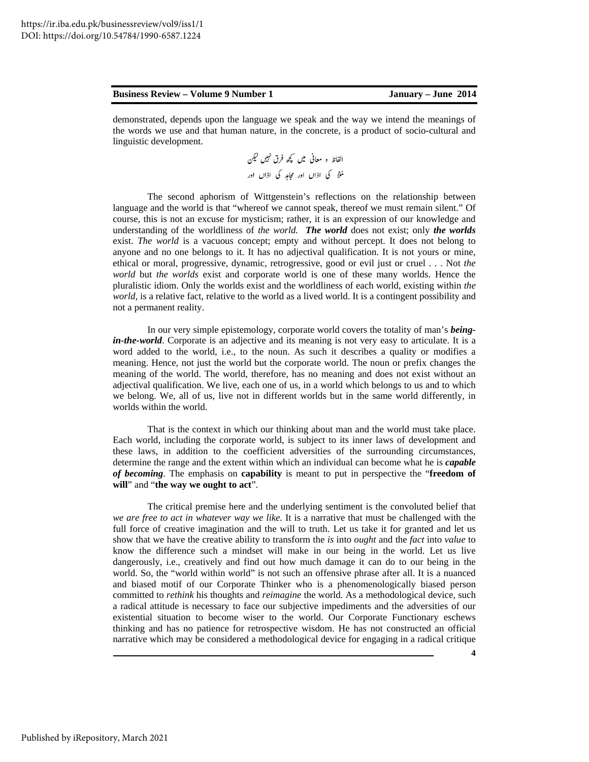demonstrated, depends upon the language we speak and the way we intend the meanings of the words we use and that human nature, in the concrete, is a product of socio-cultural and linguistic development.

الفاظ و معانی میں کچھ فرق نہیں لیکن
مُلّا کی اذاں اور مجاہد کی اذاں اور

The second aphorism of Wittgenstein's reflections on the relationship between language and the world is that "whereof we cannot speak, thereof we must remain silent." Of course, this is not an excuse for mysticism; rather, it is an expression of our knowledge and understanding of the worldliness of *the world*. ***The world*** does not exist; only ***the worlds*** exist. *The world* is a vacuous concept; empty and without percept. It does not belong to anyone and no one belongs to it. It has no adjectival qualification. It is not yours or mine, ethical or moral, progressive, dynamic, retrogressive, good or evil just or cruel . . . Not *the world* but *the worlds* exist and corporate world is one of these many worlds. Hence the pluralistic idiom. Only the worlds exist and the worldliness of each world, existing within *the world*, is a relative fact, relative to the world as a lived world. It is a contingent possibility and not a permanent reality.

In our very simple epistemology, corporate world covers the totality of man's ***being-in-the-world***. Corporate is an adjective and its meaning is not very easy to articulate. It is a word added to the world, i.e., to the noun. As such it describes a quality or modifies a meaning. Hence, not just the world but the corporate world. The noun or prefix changes the meaning of the world. The world, therefore, has no meaning and does not exist without an adjectival qualification. We live, each one of us, in a world which belongs to us and to which we belong. We, all of us, live not in different worlds but in the same world differently, in worlds within the world.

That is the context in which our thinking about man and the world must take place. Each world, including the corporate world, is subject to its inner laws of development and these laws, in addition to the coefficient adversities of the surrounding circumstances, determine the range and the extent within which an individual can become what he is ***capable of becoming***. The emphasis on **capability** is meant to put in perspective the "**freedom of will**" and "**the way we ought to act**".

The critical premise here and the underlying sentiment is the convoluted belief that *we are free to act in whatever way we like.* It is a narrative that must be challenged with the full force of creative imagination and the will to truth. Let us take it for granted and let us show that we have the creative ability to transform the *is* into *ought* and the *fact* into *value* to know the difference such a mindset will make in our being in the world. Let us live dangerously, i.e., creatively and find out how much damage it can do to our being in the world. So, the "world within world" is not such an offensive phrase after all. It is a nuanced and biased motif of our Corporate Thinker who is a phenomenologically biased person committed to *rethink* his thoughts and *reimagine* the world. As a methodological device, such a radical attitude is necessary to face our subjective impediments and the adversities of our existential situation to become wiser to the world. Our Corporate Functionary eschews thinking and has no patience for retrospective wisdom. He has not constructed an official narrative which may be considered a methodological device for engaging in a radical critique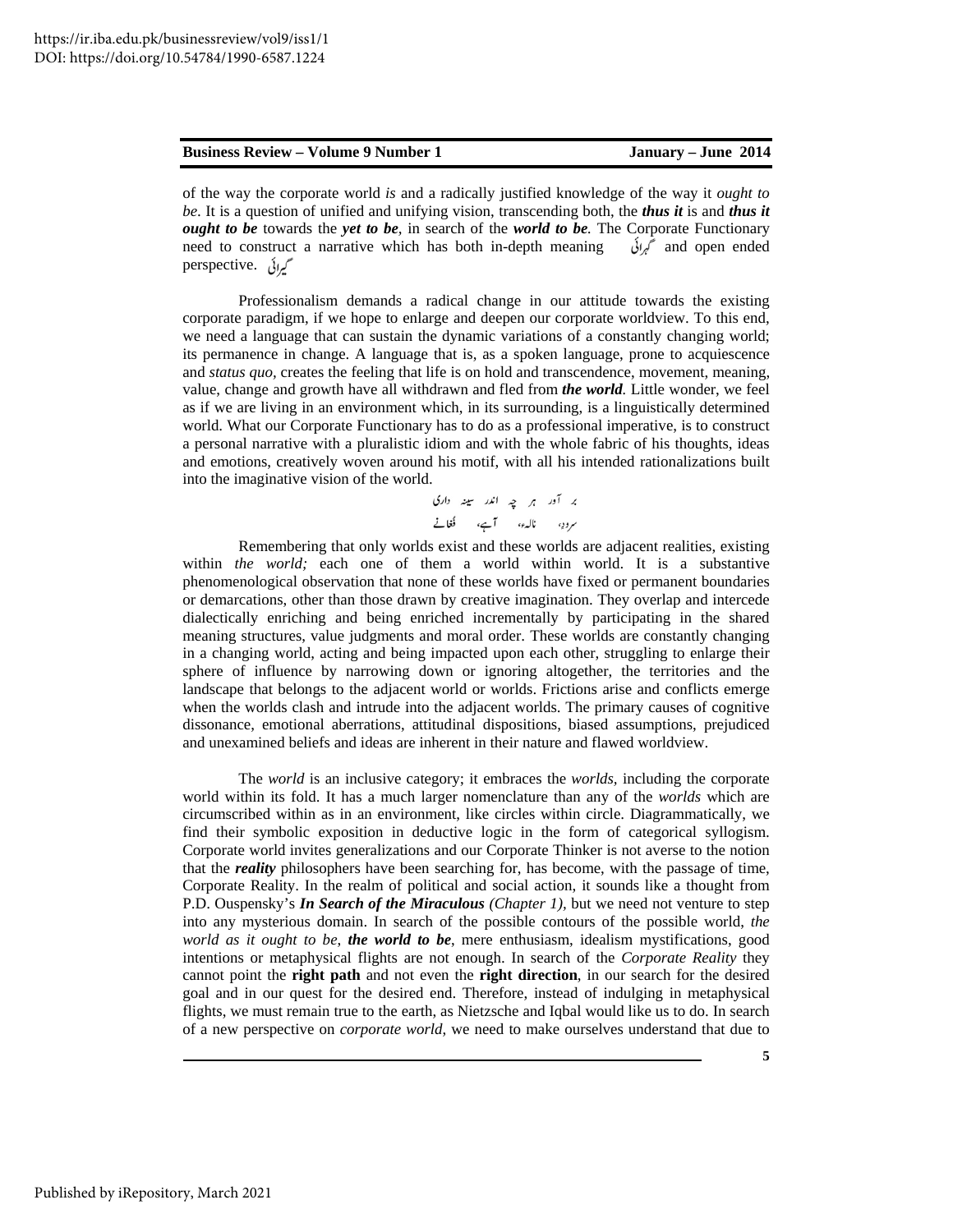of the way the corporate world *is* and a radically justified knowledge of the way it *ought to be*. It is a question of unified and unifying vision, transcending both, the ***thus it*** is and ***thus it ought to be*** towards the ***yet to be***, in search of the ***world to be***. The Corporate Functionary need to construct a narrative which has both in-depth meaning گہرائی and open ended perspective. گیرائی

Professionalism demands a radical change in our attitude towards the existing corporate paradigm, if we hope to enlarge and deepen our corporate worldview. To this end, we need a language that can sustain the dynamic variations of a constantly changing world; its permanence in change. A language that is, as a spoken language, prone to acquiescence and *status quo*, creates the feeling that life is on hold and transcendence, movement, meaning, value, change and growth have all withdrawn and fled from ***the world***. Little wonder, we feel as if we are living in an environment which, in its surrounding, is a linguistically determined world. What our Corporate Functionary has to do as a professional imperative, is to construct a personal narrative with a pluralistic idiom and with the whole fabric of his thoughts, ideas and emotions, creatively woven around his motif, with all his intended rationalizations built into the imaginative vision of the world.

بر آور ہر چہ اندر سینہ داری
سرودے، نالہء، آہے، فغانے

Remembering that only worlds exist and these worlds are adjacent realities, existing within *the world;* each one of them a world within world. It is a substantive phenomenological observation that none of these worlds have fixed or permanent boundaries or demarcations, other than those drawn by creative imagination. They overlap and intercede dialectically enriching and being enriched incrementally by participating in the shared meaning structures, value judgments and moral order. These worlds are constantly changing in a changing world, acting and being impacted upon each other, struggling to enlarge their sphere of influence by narrowing down or ignoring altogether, the territories and the landscape that belongs to the adjacent world or worlds. Frictions arise and conflicts emerge when the worlds clash and intrude into the adjacent worlds. The primary causes of cognitive dissonance, emotional aberrations, attitudinal dispositions, biased assumptions, prejudiced and unexamined beliefs and ideas are inherent in their nature and flawed worldview.

The *world* is an inclusive category; it embraces the *worlds*, including the corporate world within its fold. It has a much larger nomenclature than any of the *worlds* which are circumscribed within as in an environment, like circles within circle. Diagrammatically, we find their symbolic exposition in deductive logic in the form of categorical syllogism. Corporate world invites generalizations and our Corporate Thinker is not averse to the notion that the ***reality*** philosophers have been searching for, has become, with the passage of time, Corporate Reality. In the realm of political and social action, it sounds like a thought from P.D. Ouspensky's ***In Search of the Miraculous*** *(Chapter 1)*, but we need not venture to step into any mysterious domain. In search of the possible contours of the possible world, *the world as it ought to be*, ***the world to be***, mere enthusiasm, idealism mystifications, good intentions or metaphysical flights are not enough. In search of the *Corporate Reality* they cannot point the **right path** and not even the **right direction**, in our search for the desired goal and in our quest for the desired end. Therefore, instead of indulging in metaphysical flights, we must remain true to the earth, as Nietzsche and Iqbal would like us to do. In search of a new perspective on *corporate world*, we need to make ourselves understand that due to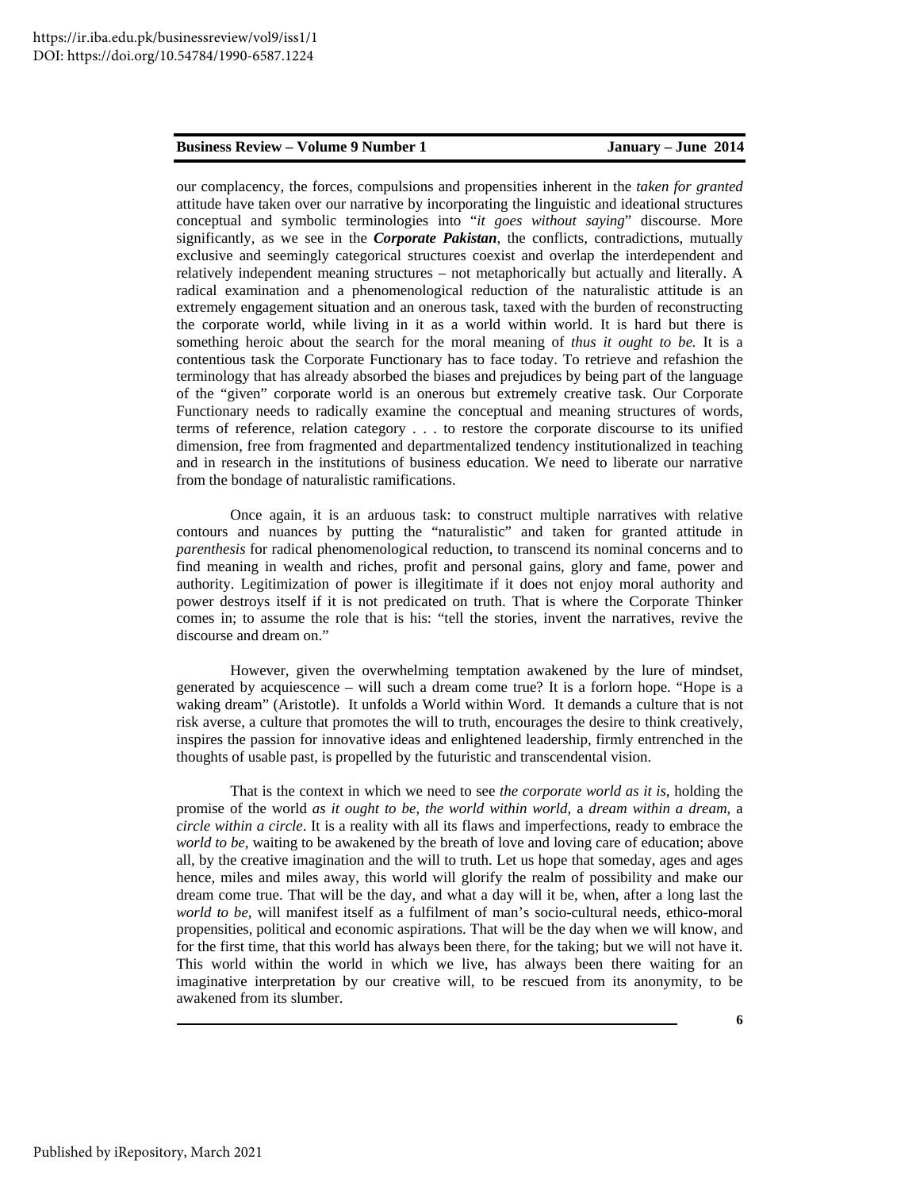our complacency, the forces, compulsions and propensities inherent in the *taken for granted* attitude have taken over our narrative by incorporating the linguistic and ideational structures conceptual and symbolic terminologies into "*it goes without saying*" discourse. More significantly, as we see in the ***Corporate Pakistan***, the conflicts, contradictions, mutually exclusive and seemingly categorical structures coexist and overlap the interdependent and relatively independent meaning structures – not metaphorically but actually and literally. A radical examination and a phenomenological reduction of the naturalistic attitude is an extremely engagement situation and an onerous task, taxed with the burden of reconstructing the corporate world, while living in it as a world within world. It is hard but there is something heroic about the search for the moral meaning of *thus it ought to be.* It is a contentious task the Corporate Functionary has to face today. To retrieve and refashion the terminology that has already absorbed the biases and prejudices by being part of the language of the "given" corporate world is an onerous but extremely creative task. Our Corporate Functionary needs to radically examine the conceptual and meaning structures of words, terms of reference, relation category . . . to restore the corporate discourse to its unified dimension, free from fragmented and departmentalized tendency institutionalized in teaching and in research in the institutions of business education. We need to liberate our narrative from the bondage of naturalistic ramifications.

Once again, it is an arduous task: to construct multiple narratives with relative contours and nuances by putting the "naturalistic" and taken for granted attitude in *parenthesis* for radical phenomenological reduction, to transcend its nominal concerns and to find meaning in wealth and riches, profit and personal gains, glory and fame, power and authority. Legitimization of power is illegitimate if it does not enjoy moral authority and power destroys itself if it is not predicated on truth. That is where the Corporate Thinker comes in; to assume the role that is his: "tell the stories, invent the narratives, revive the discourse and dream on."

However, given the overwhelming temptation awakened by the lure of mindset, generated by acquiescence – will such a dream come true? It is a forlorn hope. "Hope is a waking dream" (Aristotle). It unfolds a World within Word. It demands a culture that is not risk averse, a culture that promotes the will to truth, encourages the desire to think creatively, inspires the passion for innovative ideas and enlightened leadership, firmly entrenched in the thoughts of usable past, is propelled by the futuristic and transcendental vision.

That is the context in which we need to see *the corporate world as it is*, holding the promise of the world *as it ought to be*, *the world within world*, a *dream within a dream*, a *circle within a circle*. It is a reality with all its flaws and imperfections, ready to embrace the *world to be,* waiting to be awakened by the breath of love and loving care of education; above all, by the creative imagination and the will to truth. Let us hope that someday, ages and ages hence, miles and miles away, this world will glorify the realm of possibility and make our dream come true. That will be the day, and what a day will it be, when, after a long last the *world to be,* will manifest itself as a fulfilment of man's socio-cultural needs, ethico-moral propensities, political and economic aspirations. That will be the day when we will know, and for the first time, that this world has always been there, for the taking; but we will not have it. This world within the world in which we live, has always been there waiting for an imaginative interpretation by our creative will, to be rescued from its anonymity, to be awakened from its slumber.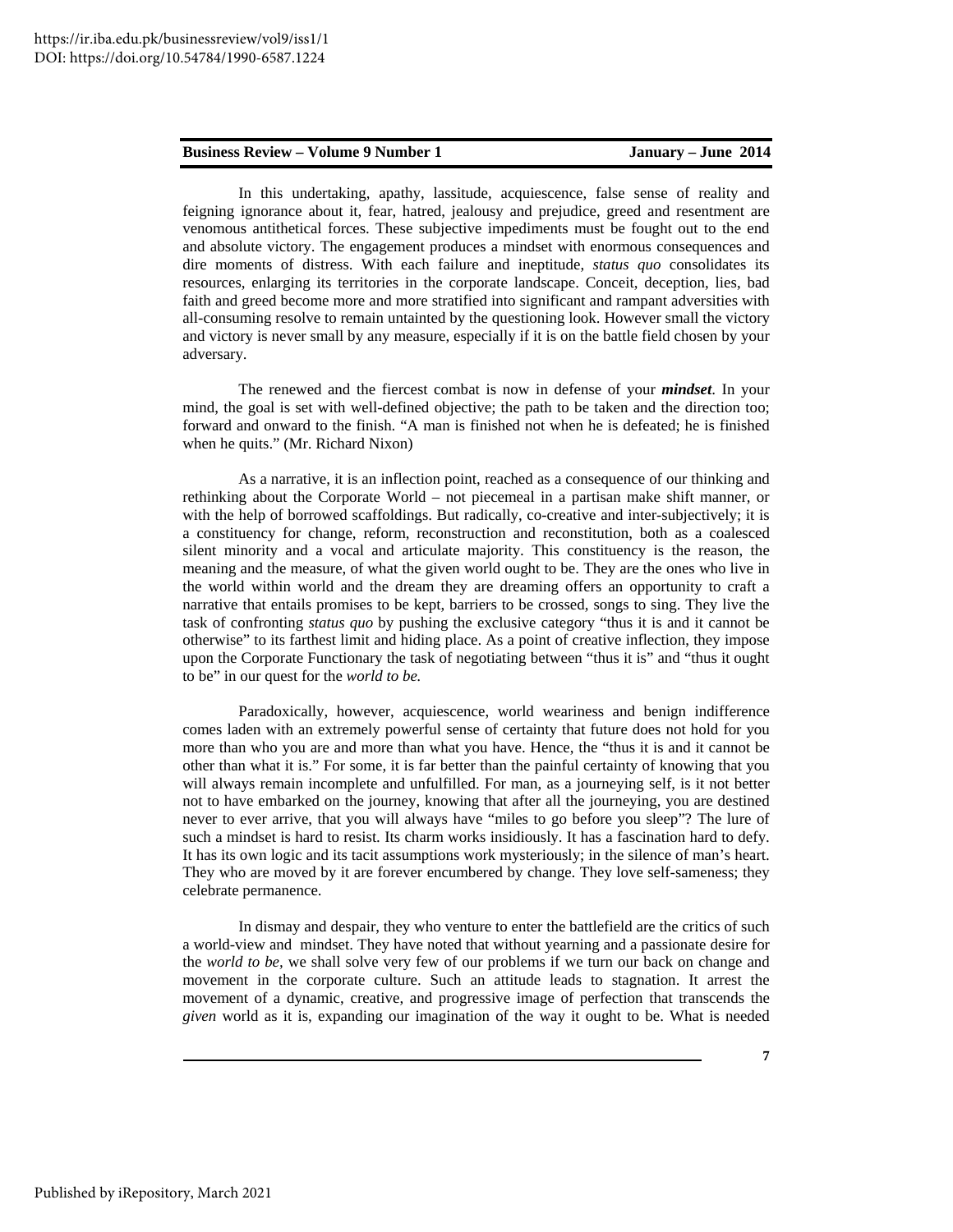In this undertaking, apathy, lassitude, acquiescence, false sense of reality and feigning ignorance about it, fear, hatred, jealousy and prejudice, greed and resentment are venomous antithetical forces. These subjective impediments must be fought out to the end and absolute victory. The engagement produces a mindset with enormous consequences and dire moments of distress. With each failure and ineptitude, *status quo* consolidates its resources, enlarging its territories in the corporate landscape. Conceit, deception, lies, bad faith and greed become more and more stratified into significant and rampant adversities with all-consuming resolve to remain untainted by the questioning look. However small the victory and victory is never small by any measure, especially if it is on the battle field chosen by your adversary.

The renewed and the fiercest combat is now in defense of your ***mindset***. In your mind, the goal is set with well-defined objective; the path to be taken and the direction too; forward and onward to the finish. "A man is finished not when he is defeated; he is finished when he quits." (Mr. Richard Nixon)

As a narrative, it is an inflection point, reached as a consequence of our thinking and rethinking about the Corporate World – not piecemeal in a partisan make shift manner, or with the help of borrowed scaffoldings. But radically, co-creative and inter-subjectively; it is a constituency for change, reform, reconstruction and reconstitution, both as a coalesced silent minority and a vocal and articulate majority. This constituency is the reason, the meaning and the measure, of what the given world ought to be. They are the ones who live in the world within world and the dream they are dreaming offers an opportunity to craft a narrative that entails promises to be kept, barriers to be crossed, songs to sing. They live the task of confronting *status quo* by pushing the exclusive category "thus it is and it cannot be otherwise" to its farthest limit and hiding place. As a point of creative inflection, they impose upon the Corporate Functionary the task of negotiating between "thus it is" and "thus it ought to be" in our quest for the *world to be.*

Paradoxically, however, acquiescence, world weariness and benign indifference comes laden with an extremely powerful sense of certainty that future does not hold for you more than who you are and more than what you have. Hence, the "thus it is and it cannot be other than what it is." For some, it is far better than the painful certainty of knowing that you will always remain incomplete and unfulfilled. For man, as a journeying self, is it not better not to have embarked on the journey, knowing that after all the journeying, you are destined never to ever arrive, that you will always have "miles to go before you sleep"? The lure of such a mindset is hard to resist. Its charm works insidiously. It has a fascination hard to defy. It has its own logic and its tacit assumptions work mysteriously; in the silence of man's heart. They who are moved by it are forever encumbered by change. They love self-sameness; they celebrate permanence.

In dismay and despair, they who venture to enter the battlefield are the critics of such a world-view and mindset. They have noted that without yearning and a passionate desire for the *world to be,* we shall solve very few of our problems if we turn our back on change and movement in the corporate culture. Such an attitude leads to stagnation. It arrest the movement of a dynamic, creative, and progressive image of perfection that transcends the *given* world as it is, expanding our imagination of the way it ought to be. What is needed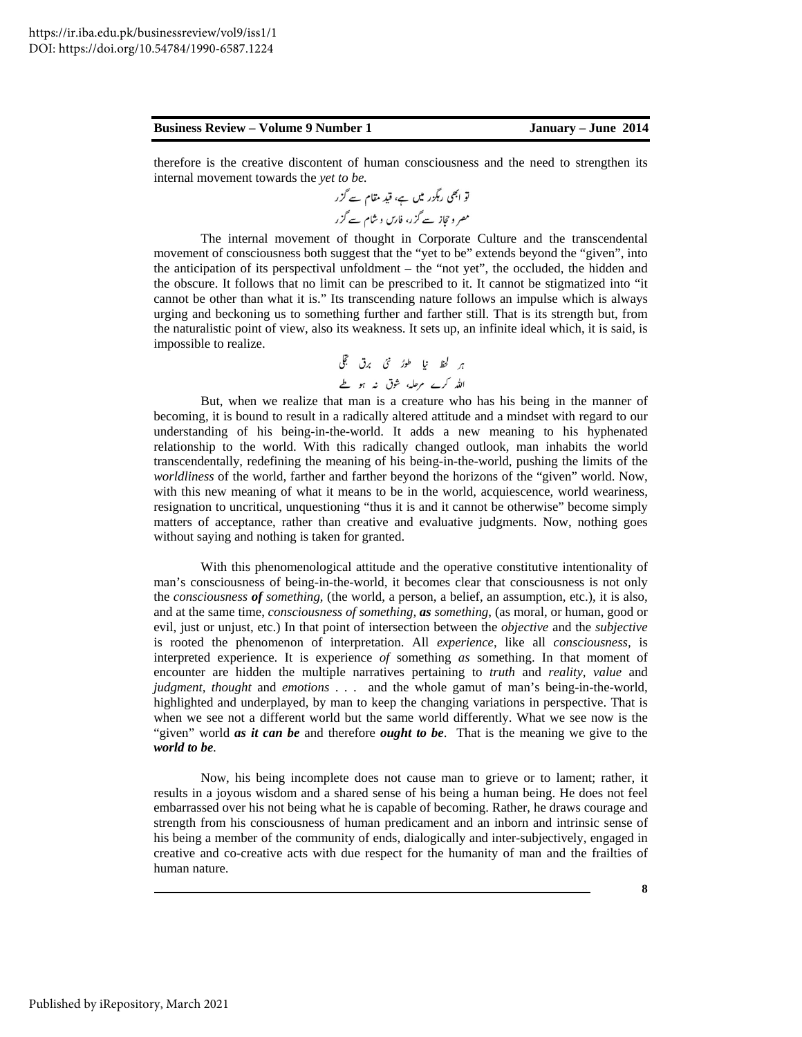therefore is the creative discontent of human consciousness and the need to strengthen its internal movement towards the *yet to be.*

تو ابھی رہگزر میں ہے، قید مقام سے گزر
مصر و حجاز سے گزر، فارس و شام سے گزر

The internal movement of thought in Corporate Culture and the transcendental movement of consciousness both suggest that the "yet to be" extends beyond the "given", into the anticipation of its perspectival unfoldment – the "not yet", the occluded, the hidden and the obscure. It follows that no limit can be prescribed to it. It cannot be stigmatized into "it cannot be other than what it is." Its transcending nature follows an impulse which is always urging and beckoning us to something further and farther still. That is its strength but, from the naturalistic point of view, also its weakness. It sets up, an infinite ideal which, it is said, is impossible to realize.

ہر لحظ نیا طورؑ نئی برقِ تجلی
اللہ کرے مرحلہ شوق نہ ہو طے

But, when we realize that man is a creature who has his being in the manner of becoming, it is bound to result in a radically altered attitude and a mindset with regard to our understanding of his being-in-the-world. It adds a new meaning to his hyphenated relationship to the world. With this radically changed outlook, man inhabits the world transcendentally, redefining the meaning of his being-in-the-world, pushing the limits of the *worldliness* of the world, farther and farther beyond the horizons of the "given" world. Now, with this new meaning of what it means to be in the world, acquiescence, world weariness, resignation to uncritical, unquestioning "thus it is and it cannot be otherwise" become simply matters of acceptance, rather than creative and evaluative judgments. Now, nothing goes without saying and nothing is taken for granted.

With this phenomenological attitude and the operative constitutive intentionality of man's consciousness of being-in-the-world, it becomes clear that consciousness is not only the *consciousness **of** something*, (the world, a person, a belief, an assumption, etc.), it is also, and at the same time, *consciousness of something, **as** something*, (as moral, or human, good or evil, just or unjust, etc.) In that point of intersection between the *objective* and the *subjective* is rooted the phenomenon of interpretation. All *experience*, like all *consciousness*, is interpreted experience. It is experience *of* something *as* something. In that moment of encounter are hidden the multiple narratives pertaining to *truth* and *reality, value* and *judgment, thought* and *emotions* . . . and the whole gamut of man's being-in-the-world, highlighted and underplayed, by man to keep the changing variations in perspective. That is when we see not a different world but the same world differently. What we see now is the "given" world ***as it can be*** and therefore ***ought to be***. That is the meaning we give to the ***world to be****.*

Now, his being incomplete does not cause man to grieve or to lament; rather, it results in a joyous wisdom and a shared sense of his being a human being. He does not feel embarrassed over his not being what he is capable of becoming. Rather, he draws courage and strength from his consciousness of human predicament and an inborn and intrinsic sense of his being a member of the community of ends, dialogically and inter-subjectively, engaged in creative and co-creative acts with due respect for the humanity of man and the frailties of human nature.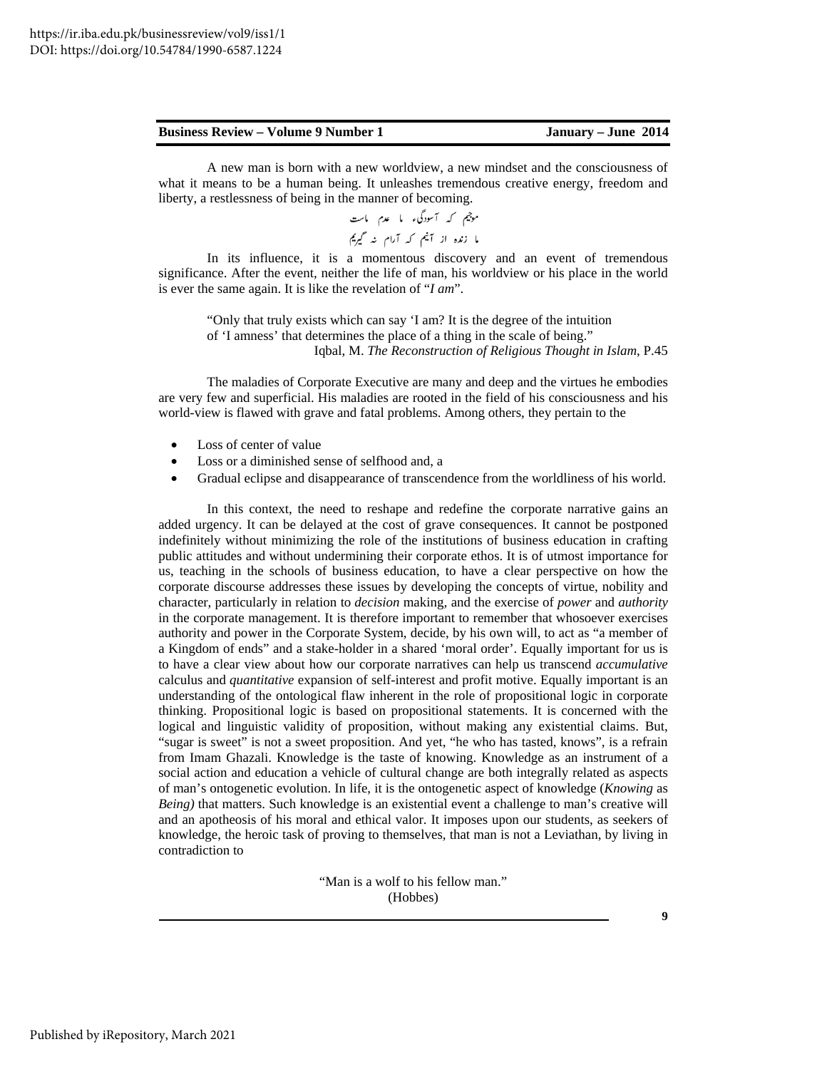A new man is born with a new worldview, a new mindset and the consciousness of what it means to be a human being. It unleashes tremendous creative energy, freedom and liberty, a restlessness of being in the manner of becoming.

موجیم کہ آسودگیء ما عدم ماست
ما زندہ از آنیم کہ آرام نہ گیریم

In its influence, it is a momentous discovery and an event of tremendous significance. After the event, neither the life of man, his worldview or his place in the world is ever the same again. It is like the revelation of "*I am*".

> "Only that truly exists which can say 'I am? It is the degree of the intuition of 'I amness' that determines the place of a thing in the scale of being."
> Iqbal, M. *The Reconstruction of Religious Thought in Islam*, P.45

The maladies of Corporate Executive are many and deep and the virtues he embodies are very few and superficial. His maladies are rooted in the field of his consciousness and his world-view is flawed with grave and fatal problems. Among others, they pertain to the

- Loss of center of value
- Loss or a diminished sense of selfhood and, a
- Gradual eclipse and disappearance of transcendence from the worldliness of his world.

In this context, the need to reshape and redefine the corporate narrative gains an added urgency. It can be delayed at the cost of grave consequences. It cannot be postponed indefinitely without minimizing the role of the institutions of business education in crafting public attitudes and without undermining their corporate ethos. It is of utmost importance for us, teaching in the schools of business education, to have a clear perspective on how the corporate discourse addresses these issues by developing the concepts of virtue, nobility and character, particularly in relation to *decision* making, and the exercise of *power* and *authority* in the corporate management. It is therefore important to remember that whosoever exercises authority and power in the Corporate System, decide, by his own will, to act as "a member of a Kingdom of ends" and a stake-holder in a shared 'moral order'. Equally important for us is to have a clear view about how our corporate narratives can help us transcend *accumulative* calculus and *quantitative* expansion of self-interest and profit motive. Equally important is an understanding of the ontological flaw inherent in the role of propositional logic in corporate thinking. Propositional logic is based on propositional statements. It is concerned with the logical and linguistic validity of proposition, without making any existential claims. But, "sugar is sweet" is not a sweet proposition. And yet, "he who has tasted, knows", is a refrain from Imam Ghazali. Knowledge is the taste of knowing. Knowledge as an instrument of a social action and education a vehicle of cultural change are both integrally related as aspects of man's ontogenetic evolution. In life, it is the ontogenetic aspect of knowledge (*Knowing* as *Being)* that matters. Such knowledge is an existential event a challenge to man's creative will and an apotheosis of his moral and ethical valor. It imposes upon our students, as seekers of knowledge, the heroic task of proving to themselves, that man is not a Leviathan, by living in contradiction to

"Man is a wolf to his fellow man."
(Hobbes)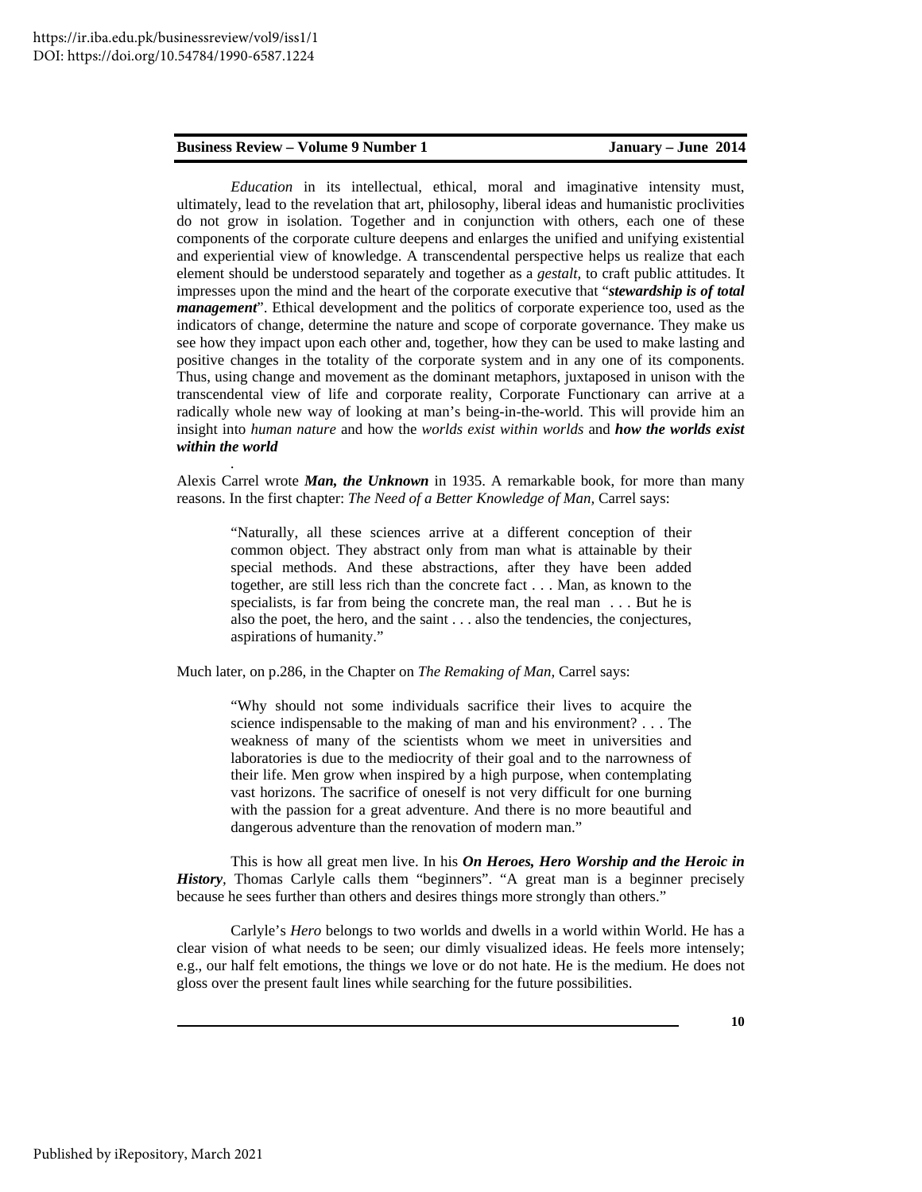*Education* in its intellectual, ethical, moral and imaginative intensity must, ultimately, lead to the revelation that art, philosophy, liberal ideas and humanistic proclivities do not grow in isolation. Together and in conjunction with others, each one of these components of the corporate culture deepens and enlarges the unified and unifying existential and experiential view of knowledge. A transcendental perspective helps us realize that each element should be understood separately and together as a *gestalt*, to craft public attitudes. It impresses upon the mind and the heart of the corporate executive that "***stewardship is of total management***". Ethical development and the politics of corporate experience too, used as the indicators of change, determine the nature and scope of corporate governance. They make us see how they impact upon each other and, together, how they can be used to make lasting and positive changes in the totality of the corporate system and in any one of its components. Thus, using change and movement as the dominant metaphors, juxtaposed in unison with the transcendental view of life and corporate reality, Corporate Functionary can arrive at a radically whole new way of looking at man's being-in-the-world. This will provide him an insight into *human nature* and how the *worlds exist within worlds* and ***how the worlds exist within the world***

.

Alexis Carrel wrote ***Man, the Unknown*** in 1935. A remarkable book, for more than many reasons. In the first chapter: *The Need of a Better Knowledge of Man,* Carrel says:

> "Naturally, all these sciences arrive at a different conception of their common object. They abstract only from man what is attainable by their special methods. And these abstractions, after they have been added together, are still less rich than the concrete fact . . . Man, as known to the specialists, is far from being the concrete man, the real man . . . But he is also the poet, the hero, and the saint . . . also the tendencies, the conjectures, aspirations of humanity."

Much later, on p.286, in the Chapter on *The Remaking of Man,* Carrel says:

> "Why should not some individuals sacrifice their lives to acquire the science indispensable to the making of man and his environment? . . . The weakness of many of the scientists whom we meet in universities and laboratories is due to the mediocrity of their goal and to the narrowness of their life. Men grow when inspired by a high purpose, when contemplating vast horizons. The sacrifice of oneself is not very difficult for one burning with the passion for a great adventure. And there is no more beautiful and dangerous adventure than the renovation of modern man."

This is how all great men live. In his ***On Heroes, Hero Worship and the Heroic in History***, Thomas Carlyle calls them "beginners". "A great man is a beginner precisely because he sees further than others and desires things more strongly than others."

Carlyle's *Hero* belongs to two worlds and dwells in a world within World. He has a clear vision of what needs to be seen; our dimly visualized ideas. He feels more intensely; e.g., our half felt emotions, the things we love or do not hate. He is the medium. He does not gloss over the present fault lines while searching for the future possibilities.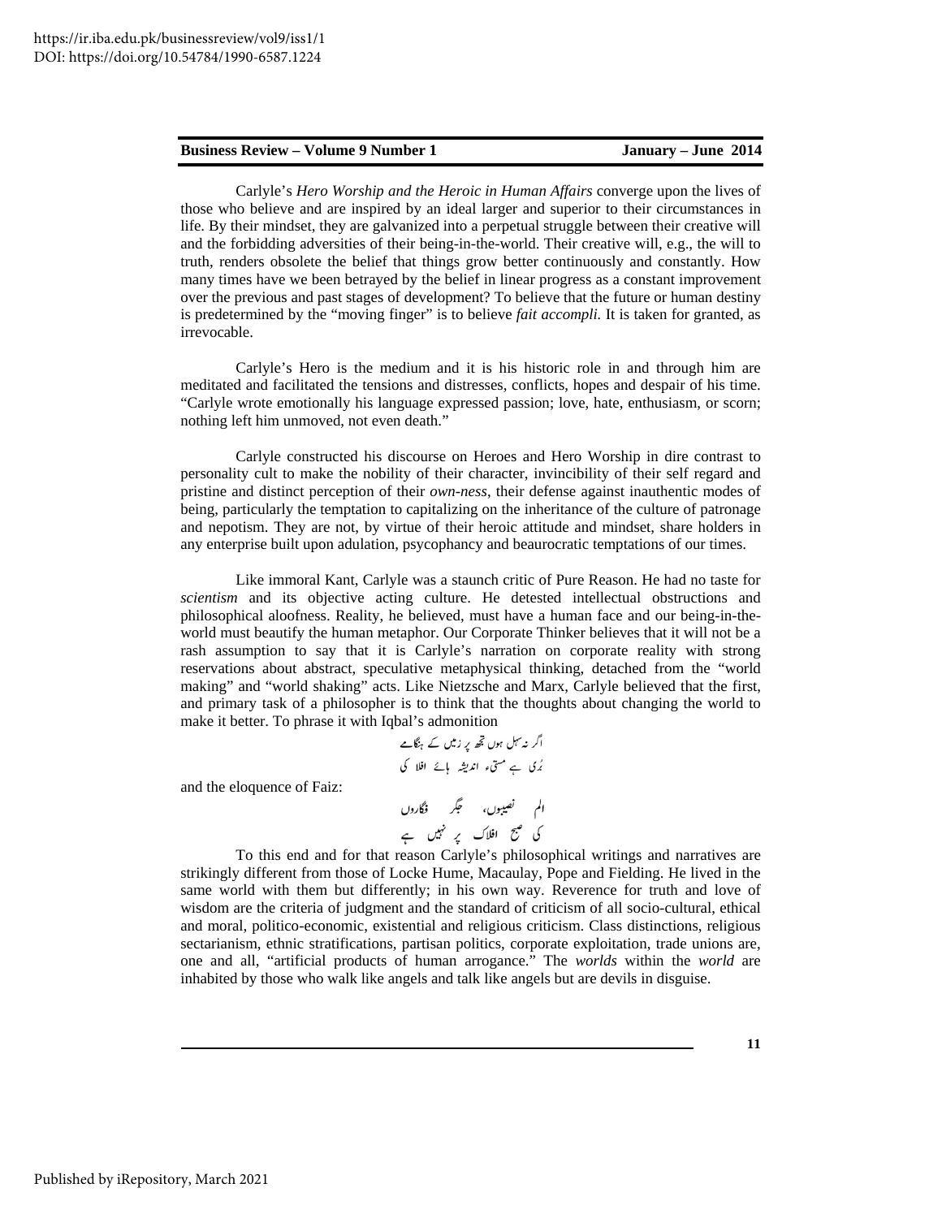Carlyle's *Hero Worship and the Heroic in Human Affairs* converge upon the lives of those who believe and are inspired by an ideal larger and superior to their circumstances in life. By their mindset, they are galvanized into a perpetual struggle between their creative will and the forbidding adversities of their being-in-the-world. Their creative will, e.g., the will to truth, renders obsolete the belief that things grow better continuously and constantly. How many times have we been betrayed by the belief in linear progress as a constant improvement over the previous and past stages of development? To believe that the future or human destiny is predetermined by the "moving finger" is to believe *fait accompli.* It is taken for granted, as irrevocable.

Carlyle's Hero is the medium and it is his historic role in and through him are meditated and facilitated the tensions and distresses, conflicts, hopes and despair of his time. "Carlyle wrote emotionally his language expressed passion; love, hate, enthusiasm, or scorn; nothing left him unmoved, not even death."

Carlyle constructed his discourse on Heroes and Hero Worship in dire contrast to personality cult to make the nobility of their character, invincibility of their self regard and pristine and distinct perception of their *own-ness*, their defense against inauthentic modes of being, particularly the temptation to capitalizing on the inheritance of the culture of patronage and nepotism. They are not, by virtue of their heroic attitude and mindset, share holders in any enterprise built upon adulation, psycophancy and beaurocratic temptations of our times.

Like immoral Kant, Carlyle was a staunch critic of Pure Reason. He had no taste for *scientism* and its objective acting culture. He detested intellectual obstructions and philosophical aloofness. Reality, he believed, must have a human face and our being-in-the-world must beautify the human metaphor. Our Corporate Thinker believes that it will not be a rash assumption to say that it is Carlyle's narration on corporate reality with strong reservations about abstract, speculative metaphysical thinking, detached from the "world making" and "world shaking" acts. Like Nietzsche and Marx, Carlyle believed that the first, and primary task of a philosopher is to think that the thoughts about changing the world to make it better. To phrase it with Iqbal's admonition

اگر نہ سہل ہوں تجھ پر زمیں کے ہنگامے
بُری ہے مستیٔ اندیشہ ہائے افلا کی

and the eloquence of Faiz:

الم نصیبوں، جگر فگاروں
کی صبح افلاک پر نہیں ہے

To this end and for that reason Carlyle's philosophical writings and narratives are strikingly different from those of Locke Hume, Macaulay, Pope and Fielding. He lived in the same world with them but differently; in his own way. Reverence for truth and love of wisdom are the criteria of judgment and the standard of criticism of all socio-cultural, ethical and moral, politico-economic, existential and religious criticism. Class distinctions, religious sectarianism, ethnic stratifications, partisan politics, corporate exploitation, trade unions are, one and all, "artificial products of human arrogance." The *worlds* within the *world* are inhabited by those who walk like angels and talk like angels but are devils in disguise.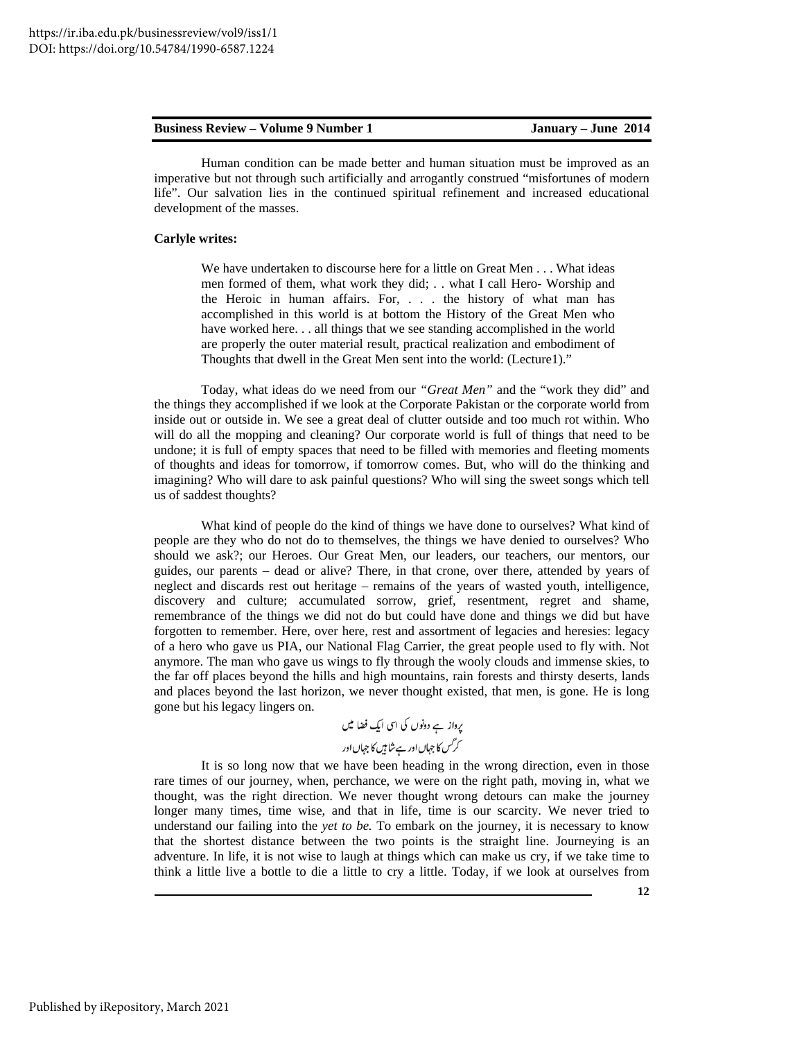Human condition can be made better and human situation must be improved as an imperative but not through such artificially and arrogantly construed "misfortunes of modern life". Our salvation lies in the continued spiritual refinement and increased educational development of the masses.

**Carlyle writes:**

> We have undertaken to discourse here for a little on Great Men . . . What ideas men formed of them, what work they did; . . what I call Hero- Worship and the Heroic in human affairs. For, . . . the history of what man has accomplished in this world is at bottom the History of the Great Men who have worked here. . . all things that we see standing accomplished in the world are properly the outer material result, practical realization and embodiment of Thoughts that dwell in the Great Men sent into the world: (Lecture1)."

Today, what ideas do we need from our *"Great Men"* and the "work they did" and the things they accomplished if we look at the Corporate Pakistan or the corporate world from inside out or outside in. We see a great deal of clutter outside and too much rot within. Who will do all the mopping and cleaning? Our corporate world is full of things that need to be undone; it is full of empty spaces that need to be filled with memories and fleeting moments of thoughts and ideas for tomorrow, if tomorrow comes. But, who will do the thinking and imagining? Who will dare to ask painful questions? Who will sing the sweet songs which tell us of saddest thoughts?

What kind of people do the kind of things we have done to ourselves? What kind of people are they who do not do to themselves, the things we have denied to ourselves? Who should we ask?; our Heroes. Our Great Men, our leaders, our teachers, our mentors, our guides, our parents – dead or alive? There, in that crone, over there, attended by years of neglect and discards rest out heritage – remains of the years of wasted youth, intelligence, discovery and culture; accumulated sorrow, grief, resentment, regret and shame, remembrance of the things we did not do but could have done and things we did but have forgotten to remember. Here, over here, rest and assortment of legacies and heresies: legacy of a hero who gave us PIA, our National Flag Carrier, the great people used to fly with. Not anymore. The man who gave us wings to fly through the wooly clouds and immense skies, to the far off places beyond the hills and high mountains, rain forests and thirsty deserts, lands and places beyond the last horizon, we never thought existed, that men, is gone. He is long gone but his legacy lingers on.

پرواز ہے دونوں کی اسی ایک فضا میں
کرگس کا جہاں اور ہے شاہیں کا جہاں اور

It is so long now that we have been heading in the wrong direction, even in those rare times of our journey, when, perchance, we were on the right path, moving in, what we thought, was the right direction. We never thought wrong detours can make the journey longer many times, time wise, and that in life, time is our scarcity. We never tried to understand our failing into the *yet to be.* To embark on the journey, it is necessary to know that the shortest distance between the two points is the straight line. Journeying is an adventure. In life, it is not wise to laugh at things which can make us cry, if we take time to think a little live a bottle to die a little to cry a little. Today, if we look at ourselves from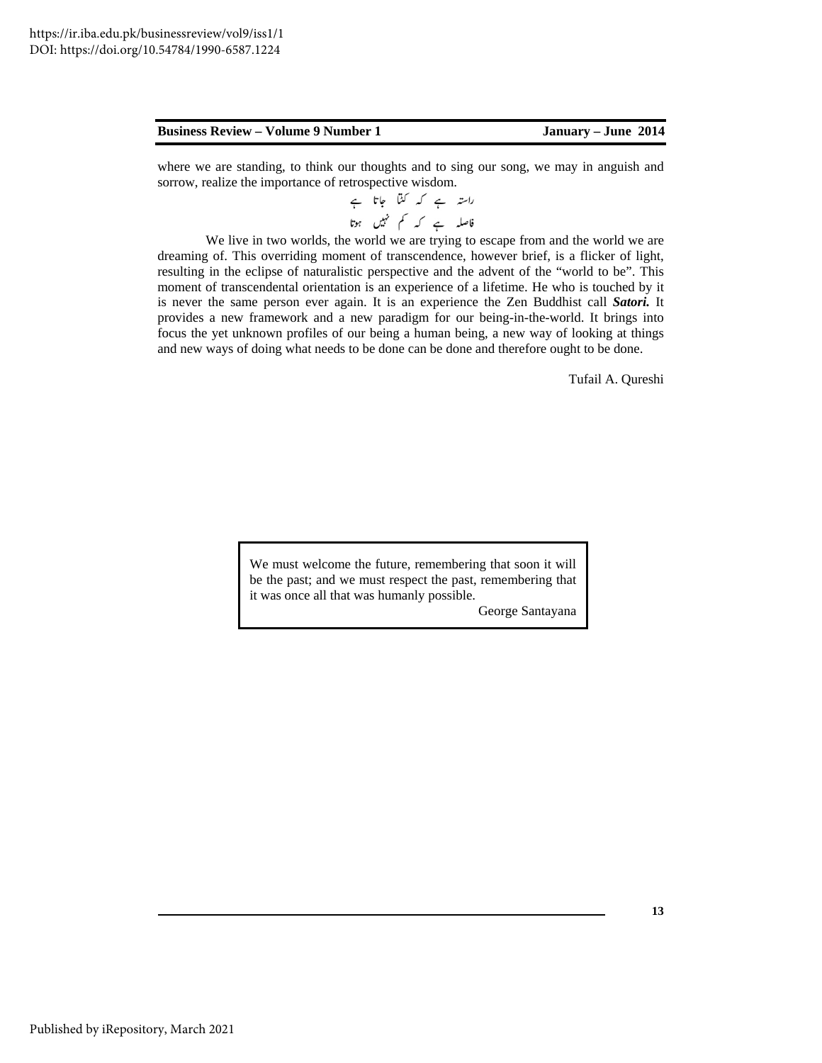where we are standing, to think our thoughts and to sing our song, we may in anguish and sorrow, realize the importance of retrospective wisdom.

راستہ ہے کہ کٹتا جاتا ہے

فاصلہ ہے کہ کم نہیں ہوتا

We live in two worlds, the world we are trying to escape from and the world we are dreaming of. This overriding moment of transcendence, however brief, is a flicker of light, resulting in the eclipse of naturalistic perspective and the advent of the "world to be". This moment of transcendental orientation is an experience of a lifetime. He who is touched by it is never the same person ever again. It is an experience the Zen Buddhist call ***Satori.*** It provides a new framework and a new paradigm for our being-in-the-world. It brings into focus the yet unknown profiles of our being a human being, a new way of looking at things and new ways of doing what needs to be done can be done and therefore ought to be done.

Tufail A. Qureshi

> We must welcome the future, remembering that soon it will be the past; and we must respect the past, remembering that it was once all that was humanly possible.
>
> George Santayana